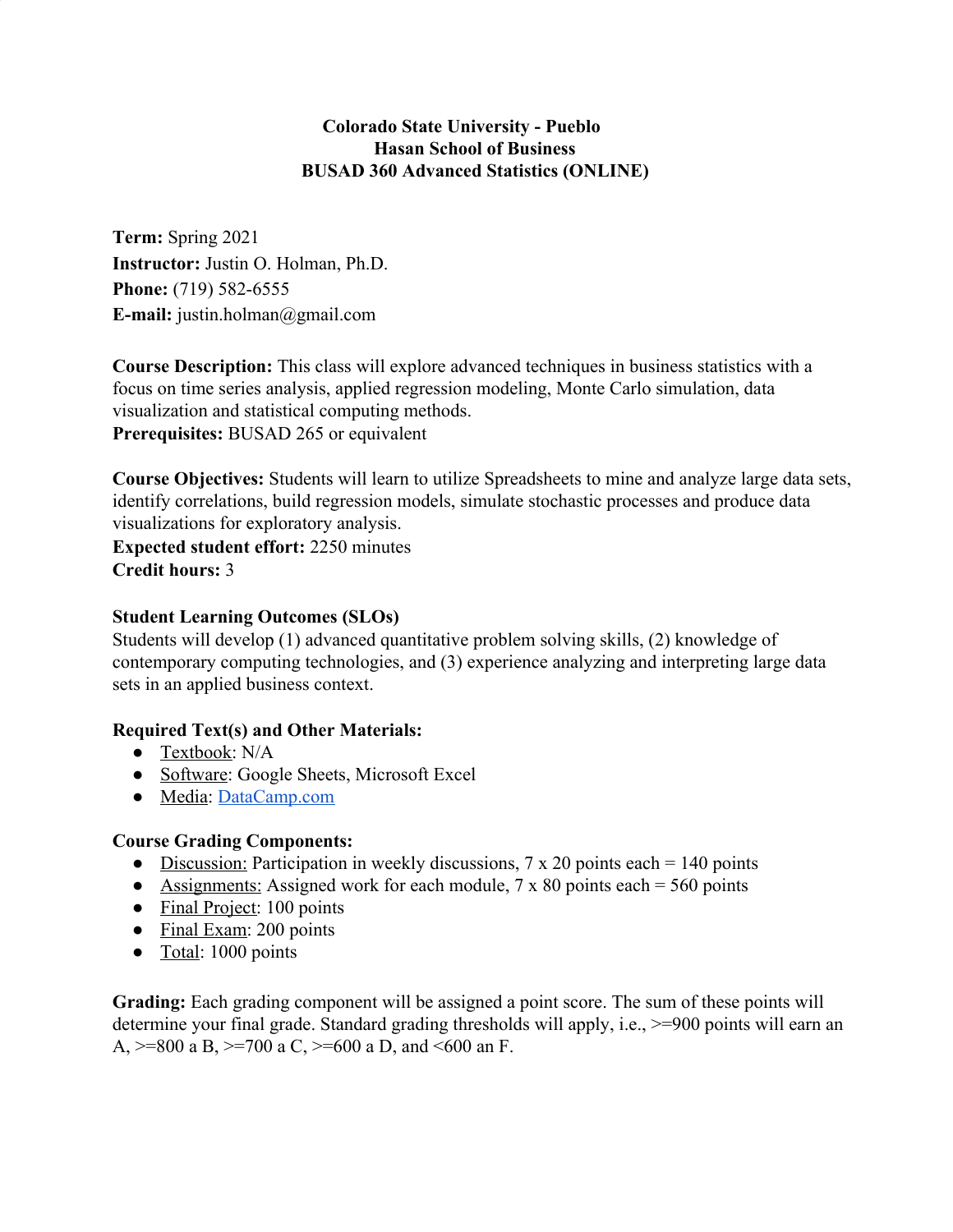# Colorado State University - Pueblo
## Hasan School of Business
## BUSAD 360 Advanced Statistics (ONLINE)

**Term:** Spring 2021
**Instructor:** Justin O. Holman, Ph.D.
**Phone:** (719) 582-6555
**E-mail:** justin.holman@gmail.com

**Course Description:** This class will explore advanced techniques in business statistics with a focus on time series analysis, applied regression modeling, Monte Carlo simulation, data visualization and statistical computing methods.
**Prerequisites:** BUSAD 265 or equivalent

**Course Objectives:** Students will learn to utilize Spreadsheets to mine and analyze large data sets, identify correlations, build regression models, simulate stochastic processes and produce data visualizations for exploratory analysis.
**Expected student effort:** 2250 minutes
**Credit hours:** 3

### Student Learning Outcomes (SLOs)

Students will develop (1) advanced quantitative problem solving skills, (2) knowledge of contemporary computing technologies, and (3) experience analyzing and interpreting large data sets in an applied business context.

### Required Text(s) and Other Materials:

- Textbook: N/A
- Software: Google Sheets, Microsoft Excel
- Media: DataCamp.com

### Course Grading Components:

- Discussion: Participation in weekly discussions, 7 x 20 points each = 140 points
- Assignments: Assigned work for each module, 7 x 80 points each = 560 points
- Final Project: 100 points
- Final Exam: 200 points
- Total: 1000 points

**Grading:** Each grading component will be assigned a point score. The sum of these points will determine your final grade. Standard grading thresholds will apply, i.e., >=900 points will earn an A, >=800 a B, >=700 a C, >=600 a D, and <600 an F.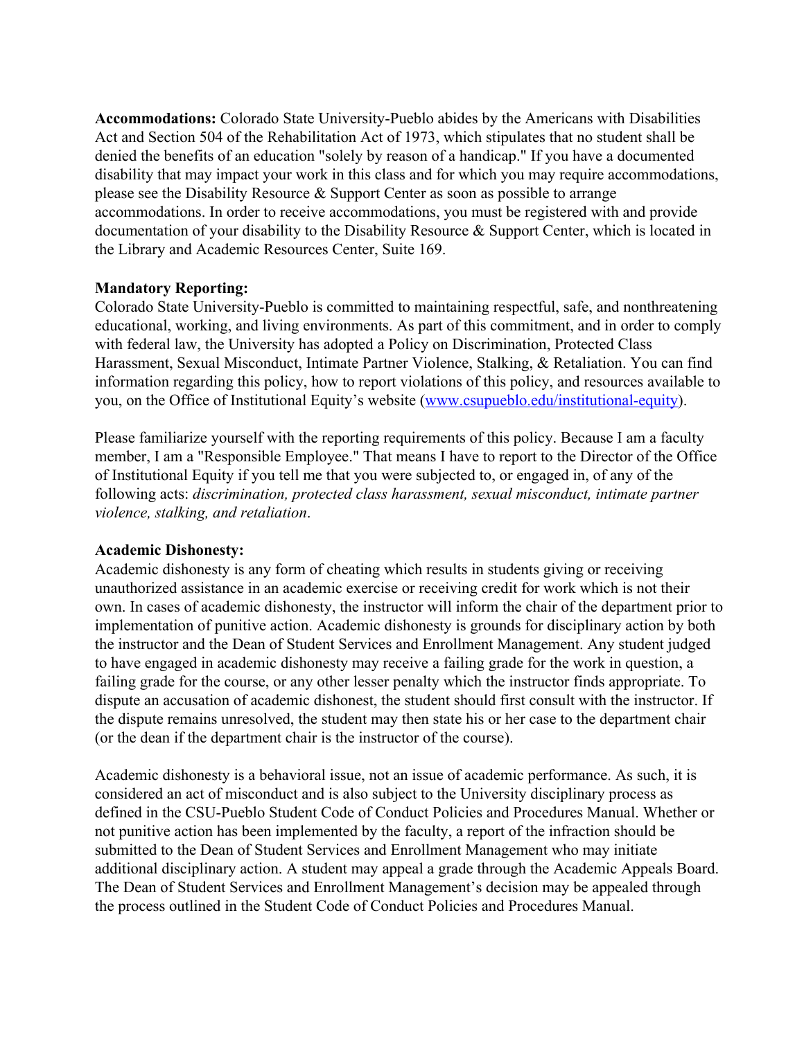**Accommodations:** Colorado State University-Pueblo abides by the Americans with Disabilities Act and Section 504 of the Rehabilitation Act of 1973, which stipulates that no student shall be denied the benefits of an education "solely by reason of a handicap." If you have a documented disability that may impact your work in this class and for which you may require accommodations, please see the Disability Resource & Support Center as soon as possible to arrange accommodations. In order to receive accommodations, you must be registered with and provide documentation of your disability to the Disability Resource & Support Center, which is located in the Library and Academic Resources Center, Suite 169.

**Mandatory Reporting:**

Colorado State University-Pueblo is committed to maintaining respectful, safe, and nonthreatening educational, working, and living environments. As part of this commitment, and in order to comply with federal law, the University has adopted a Policy on Discrimination, Protected Class Harassment, Sexual Misconduct, Intimate Partner Violence, Stalking, & Retaliation. You can find information regarding this policy, how to report violations of this policy, and resources available to you, on the Office of Institutional Equity's website ([www.csupueblo.edu/institutional-equity](www.csupueblo.edu/institutional-equity)).

Please familiarize yourself with the reporting requirements of this policy. Because I am a faculty member, I am a "Responsible Employee." That means I have to report to the Director of the Office of Institutional Equity if you tell me that you were subjected to, or engaged in, of any of the following acts: *discrimination, protected class harassment, sexual misconduct, intimate partner violence, stalking, and retaliation*.

**Academic Dishonesty:**

Academic dishonesty is any form of cheating which results in students giving or receiving unauthorized assistance in an academic exercise or receiving credit for work which is not their own. In cases of academic dishonesty, the instructor will inform the chair of the department prior to implementation of punitive action. Academic dishonesty is grounds for disciplinary action by both the instructor and the Dean of Student Services and Enrollment Management. Any student judged to have engaged in academic dishonesty may receive a failing grade for the work in question, a failing grade for the course, or any other lesser penalty which the instructor finds appropriate. To dispute an accusation of academic dishonest, the student should first consult with the instructor. If the dispute remains unresolved, the student may then state his or her case to the department chair (or the dean if the department chair is the instructor of the course).

Academic dishonesty is a behavioral issue, not an issue of academic performance. As such, it is considered an act of misconduct and is also subject to the University disciplinary process as defined in the CSU-Pueblo Student Code of Conduct Policies and Procedures Manual. Whether or not punitive action has been implemented by the faculty, a report of the infraction should be submitted to the Dean of Student Services and Enrollment Management who may initiate additional disciplinary action. A student may appeal a grade through the Academic Appeals Board. The Dean of Student Services and Enrollment Management's decision may be appealed through the process outlined in the Student Code of Conduct Policies and Procedures Manual.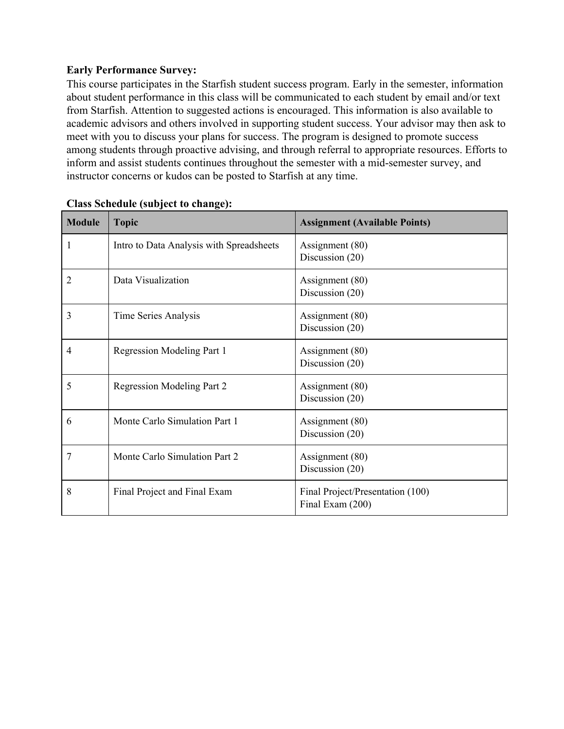**Early Performance Survey:**
This course participates in the Starfish student success program. Early in the semester, information about student performance in this class will be communicated to each student by email and/or text from Starfish. Attention to suggested actions is encouraged. This information is also available to academic advisors and others involved in supporting student success. Your advisor may then ask to meet with you to discuss your plans for success. The program is designed to promote success among students through proactive advising, and through referral to appropriate resources. Efforts to inform and assist students continues throughout the semester with a mid-semester survey, and instructor concerns or kudos can be posted to Starfish at any time.

**Class Schedule (subject to change):**

| Module | Topic | Assignment (Available Points) |
|---|---|---|
| 1 | Intro to Data Analysis with Spreadsheets | Assignment (80)<br>Discussion (20) |
| 2 | Data Visualization | Assignment (80)<br>Discussion (20) |
| 3 | Time Series Analysis | Assignment (80)<br>Discussion (20) |
| 4 | Regression Modeling Part 1 | Assignment (80)<br>Discussion (20) |
| 5 | Regression Modeling Part 2 | Assignment (80)<br>Discussion (20) |
| 6 | Monte Carlo Simulation Part 1 | Assignment (80)<br>Discussion (20) |
| 7 | Monte Carlo Simulation Part 2 | Assignment (80)<br>Discussion (20) |
| 8 | Final Project and Final Exam | Final Project/Presentation (100)<br>Final Exam (200) |